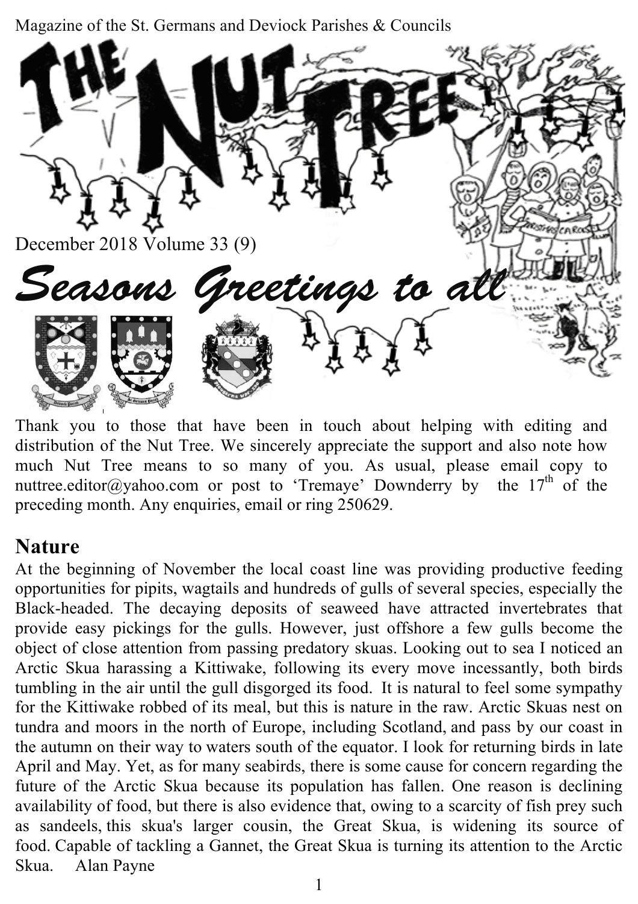Magazine of the St. Germans and Deviock Parishes & Councils

# THE NUT TREE

December 2018 Volume 33 (9)

## *Seasons Greetings to all*

Thank you to those that have been in touch about helping with editing and distribution of the Nut Tree. We sincerely appreciate the support and also note how much Nut Tree means to so many of you. As usual, please email copy to nuttree.editor@yahoo.com or post to 'Tremaye' Downderry by the 17th of the preceding month. Any enquiries, email or ring 250629.

## Nature

At the beginning of November the local coast line was providing productive feeding opportunities for pipits, wagtails and hundreds of gulls of several species, especially the Black-headed. The decaying deposits of seaweed have attracted invertebrates that provide easy pickings for the gulls. However, just offshore a few gulls become the object of close attention from passing predatory skuas. Looking out to sea I noticed an Arctic Skua harassing a Kittiwake, following its every move incessantly, both birds tumbling in the air until the gull disgorged its food. It is natural to feel some sympathy for the Kittiwake robbed of its meal, but this is nature in the raw. Arctic Skuas nest on tundra and moors in the north of Europe, including Scotland, and pass by our coast in the autumn on their way to waters south of the equator. I look for returning birds in late April and May. Yet, as for many seabirds, there is some cause for concern regarding the future of the Arctic Skua because its population has fallen. One reason is declining availability of food, but there is also evidence that, owing to a scarcity of fish prey such as sandeels, this skua's larger cousin, the Great Skua, is widening its source of food. Capable of tackling a Gannet, the Great Skua is turning its attention to the Arctic Skua. Alan Payne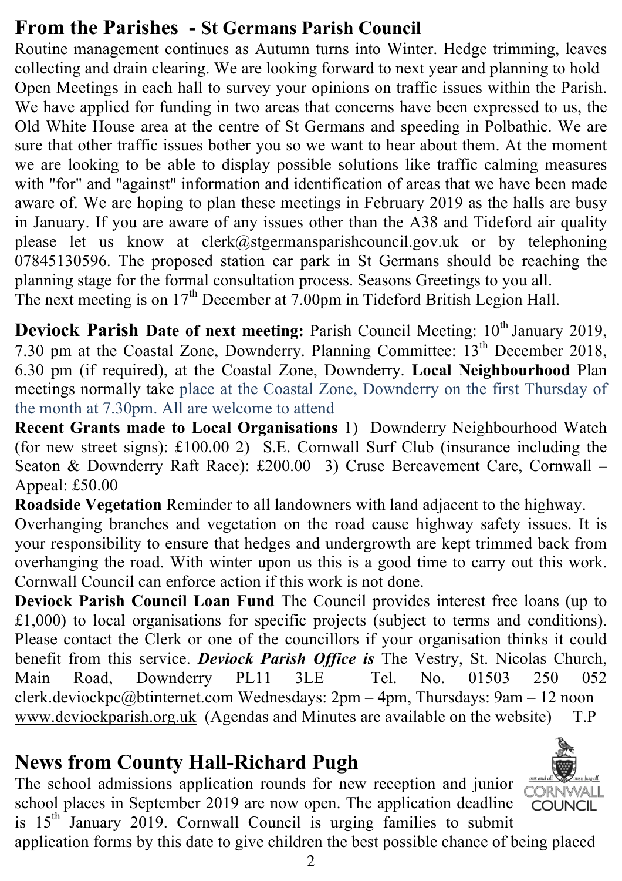## From the Parishes - St Germans Parish Council

Routine management continues as Autumn turns into Winter. Hedge trimming, leaves collecting and drain clearing. We are looking forward to next year and planning to hold Open Meetings in each hall to survey your opinions on traffic issues within the Parish. We have applied for funding in two areas that concerns have been expressed to us, the Old White House area at the centre of St Germans and speeding in Polbathic. We are sure that other traffic issues bother you so we want to hear about them. At the moment we are looking to be able to display possible solutions like traffic calming measures with "for" and "against" information and identification of areas that we have been made aware of. We are hoping to plan these meetings in February 2019 as the halls are busy in January. If you are aware of any issues other than the A38 and Tideford air quality please let us know at clerk@stgermansparishcouncil.gov.uk or by telephoning 07845130596. The proposed station car park in St Germans should be reaching the planning stage for the formal consultation process. Seasons Greetings to you all.
The next meeting is on 17th December at 7.00pm in Tideford British Legion Hall.

**Deviock Parish Date of next meeting:** Parish Council Meeting: 10th January 2019, 7.30 pm at the Coastal Zone, Downderry. Planning Committee: 13th December 2018, 6.30 pm (if required), at the Coastal Zone, Downderry. **Local Neighbourhood** Plan meetings normally take place at the Coastal Zone, Downderry on the first Thursday of the month at 7.30pm. All are welcome to attend

**Recent Grants made to Local Organisations** 1) Downderry Neighbourhood Watch (for new street signs): £100.00 2) S.E. Cornwall Surf Club (insurance including the Seaton & Downderry Raft Race): £200.00 3) Cruse Bereavement Care, Cornwall – Appeal: £50.00

**Roadside Vegetation** Reminder to all landowners with land adjacent to the highway.
Overhanging branches and vegetation on the road cause highway safety issues. It is your responsibility to ensure that hedges and undergrowth are kept trimmed back from overhanging the road. With winter upon us this is a good time to carry out this work. Cornwall Council can enforce action if this work is not done.

**Deviock Parish Council Loan Fund** The Council provides interest free loans (up to £1,000) to local organisations for specific projects (subject to terms and conditions). Please contact the Clerk or one of the councillors if your organisation thinks it could benefit from this service. ***Deviock Parish Office is*** The Vestry, St. Nicolas Church, Main Road, Downderry PL11 3LE Tel. No. 01503 250 052 clerk.deviockpc@btinternet.com Wednesdays: 2pm – 4pm, Thursdays: 9am – 12 noon www.deviockparish.org.uk (Agendas and Minutes are available on the website) T.P

## News from County Hall-Richard Pugh

The school admissions application rounds for new reception and junior school places in September 2019 are now open. The application deadline is 15th January 2019. Cornwall Council is urging families to submit application forms by this date to give children the best possible chance of being placed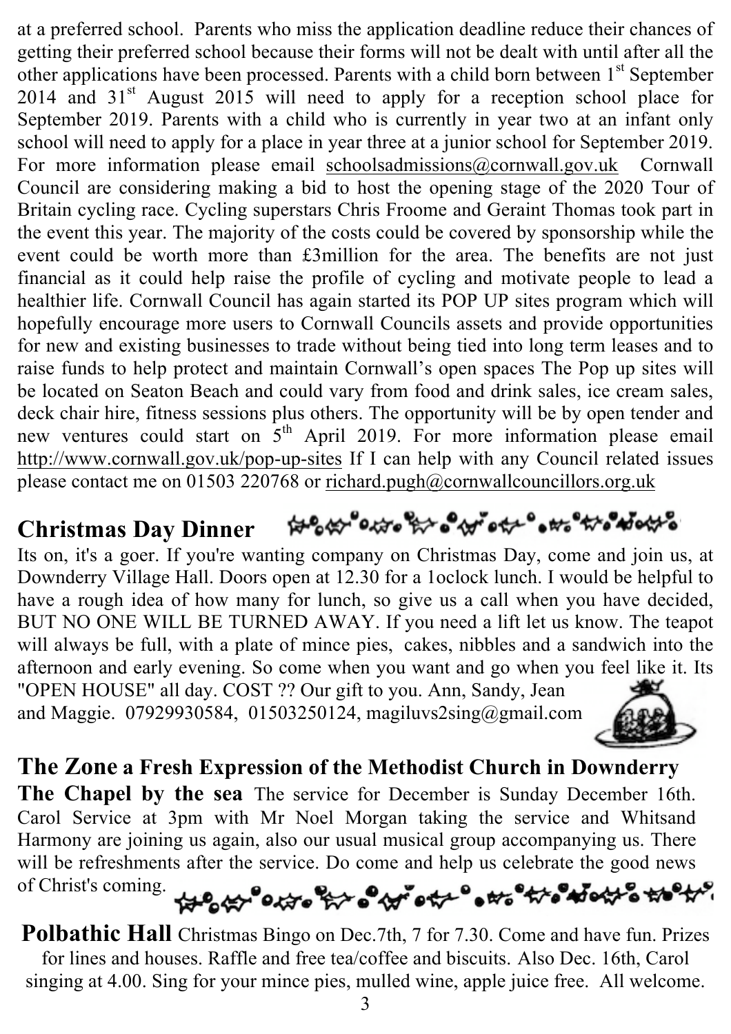at a preferred school. Parents who miss the application deadline reduce their chances of getting their preferred school because their forms will not be dealt with until after all the other applications have been processed. Parents with a child born between 1st September 2014 and 31st August 2015 will need to apply for a reception school place for September 2019. Parents with a child who is currently in year two at an infant only school will need to apply for a place in year three at a junior school for September 2019. For more information please email schoolsadmissions@cornwall.gov.uk Cornwall Council are considering making a bid to host the opening stage of the 2020 Tour of Britain cycling race. Cycling superstars Chris Froome and Geraint Thomas took part in the event this year. The majority of the costs could be covered by sponsorship while the event could be worth more than £3million for the area. The benefits are not just financial as it could help raise the profile of cycling and motivate people to lead a healthier life. Cornwall Council has again started its POP UP sites program which will hopefully encourage more users to Cornwall Councils assets and provide opportunities for new and existing businesses to trade without being tied into long term leases and to raise funds to help protect and maintain Cornwall's open spaces The Pop up sites will be located on Seaton Beach and could vary from food and drink sales, ice cream sales, deck chair hire, fitness sessions plus others. The opportunity will be by open tender and new ventures could start on 5th April 2019. For more information please email http://www.cornwall.gov.uk/pop-up-sites If I can help with any Council related issues please contact me on 01503 220768 or richard.pugh@cornwallcouncillors.org.uk

## Christmas Day Dinner

Its on, it's a goer. If you're wanting company on Christmas Day, come and join us, at Downderry Village Hall. Doors open at 12.30 for a 1oclock lunch. I would be helpful to have a rough idea of how many for lunch, so give us a call when you have decided, BUT NO ONE WILL BE TURNED AWAY. If you need a lift let us know. The teapot will always be full, with a plate of mince pies, cakes, nibbles and a sandwich into the afternoon and early evening. So come when you want and go when you feel like it. Its "OPEN HOUSE" all day. COST ?? Our gift to you. Ann, Sandy, Jean and Maggie. 07929930584, 01503250124, magiluvs2sing@gmail.com

## The Zone a Fresh Expression of the Methodist Church in Downderry

**The Chapel by the sea** The service for December is Sunday December 16th. Carol Service at 3pm with Mr Noel Morgan taking the service and Whitsand Harmony are joining us again, also our usual musical group accompanying us. There will be refreshments after the service. Do come and help us celebrate the good news of Christ's coming.

**Polbathic Hall** Christmas Bingo on Dec.7th, 7 for 7.30. Come and have fun. Prizes for lines and houses. Raffle and free tea/coffee and biscuits. Also Dec. 16th, Carol singing at 4.00. Sing for your mince pies, mulled wine, apple juice free. All welcome.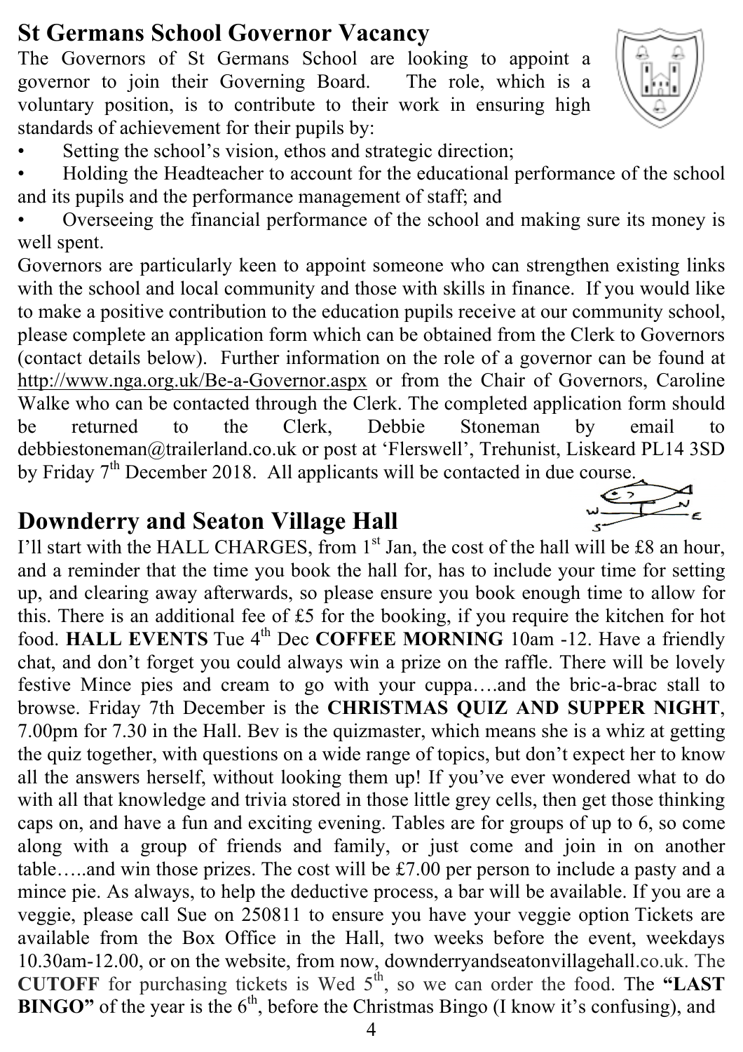## St Germans School Governor Vacancy

The Governors of St Germans School are looking to appoint a governor to join their Governing Board. The role, which is a voluntary position, is to contribute to their work in ensuring high standards of achievement for their pupils by:

- Setting the school's vision, ethos and strategic direction;
- Holding the Headteacher to account for the educational performance of the school and its pupils and the performance management of staff; and
- Overseeing the financial performance of the school and making sure its money is well spent.

Governors are particularly keen to appoint someone who can strengthen existing links with the school and local community and those with skills in finance. If you would like to make a positive contribution to the education pupils receive at our community school, please complete an application form which can be obtained from the Clerk to Governors (contact details below). Further information on the role of a governor can be found at http://www.nga.org.uk/Be-a-Governor.aspx or from the Chair of Governors, Caroline Walke who can be contacted through the Clerk. The completed application form should be returned to the Clerk, Debbie Stoneman by email to debbiestoneman@trailerland.co.uk or post at 'Flerswell', Trehunist, Liskeard PL14 3SD by Friday 7th December 2018. All applicants will be contacted in due course.

## Downderry and Seaton Village Hall

I'll start with the HALL CHARGES, from 1st Jan, the cost of the hall will be £8 an hour, and a reminder that the time you book the hall for, has to include your time for setting up, and clearing away afterwards, so please ensure you book enough time to allow for this. There is an additional fee of £5 for the booking, if you require the kitchen for hot food. **HALL EVENTS** Tue 4th Dec **COFFEE MORNING** 10am -12. Have a friendly chat, and don't forget you could always win a prize on the raffle. There will be lovely festive Mince pies and cream to go with your cuppa….and the bric-a-brac stall to browse. Friday 7th December is the **CHRISTMAS QUIZ AND SUPPER NIGHT**, 7.00pm for 7.30 in the Hall. Bev is the quizmaster, which means she is a whiz at getting the quiz together, with questions on a wide range of topics, but don't expect her to know all the answers herself, without looking them up! If you've ever wondered what to do with all that knowledge and trivia stored in those little grey cells, then get those thinking caps on, and have a fun and exciting evening. Tables are for groups of up to 6, so come along with a group of friends and family, or just come and join in on another table…..and win those prizes. The cost will be £7.00 per person to include a pasty and a mince pie. As always, to help the deductive process, a bar will be available. If you are a veggie, please call Sue on 250811 to ensure you have your veggie option Tickets are available from the Box Office in the Hall, two weeks before the event, weekdays 10.30am-12.00, or on the website, from now, downderryandseatonvillagehall.co.uk. The **CUTOFF** for purchasing tickets is Wed 5th, so we can order the food. The **"LAST BINGO"** of the year is the 6th, before the Christmas Bingo (I know it's confusing), and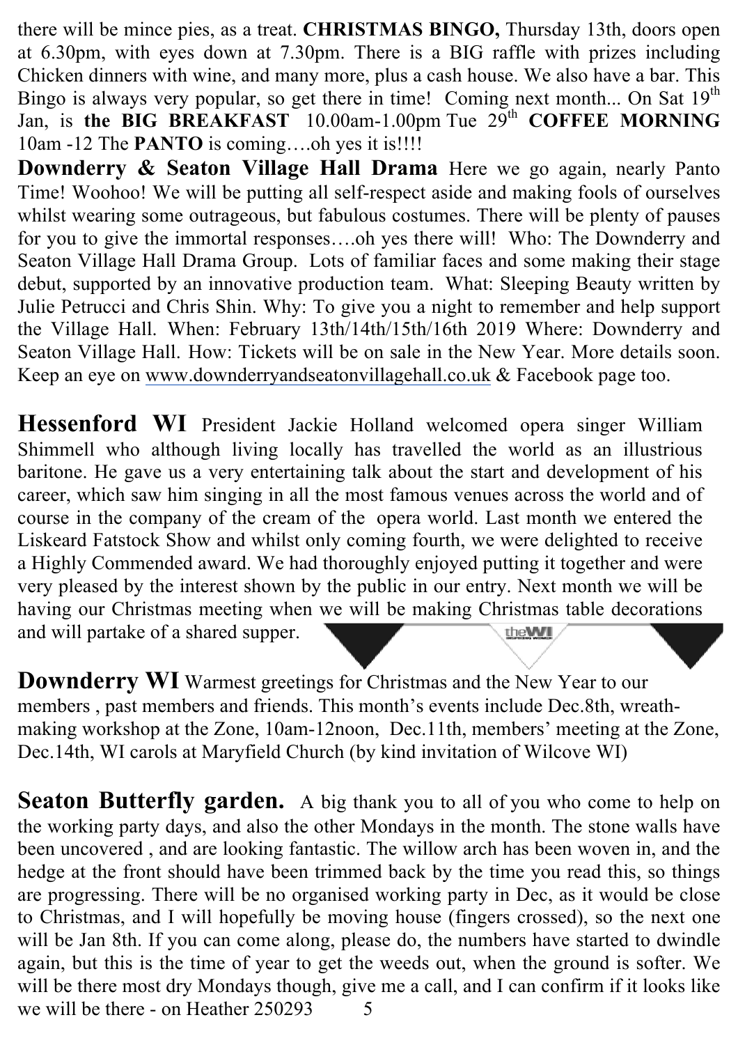there will be mince pies, as a treat. **CHRISTMAS BINGO,** Thursday 13th, doors open at 6.30pm, with eyes down at 7.30pm. There is a BIG raffle with prizes including Chicken dinners with wine, and many more, plus a cash house. We also have a bar. This Bingo is always very popular, so get there in time! Coming next month... On Sat 19th Jan, is **the BIG BREAKFAST** 10.00am-1.00pm Tue 29th **COFFEE MORNING** 10am -12 The **PANTO** is coming….oh yes it is!!!!

**Downderry & Seaton Village Hall Drama** Here we go again, nearly Panto Time! Woohoo! We will be putting all self-respect aside and making fools of ourselves whilst wearing some outrageous, but fabulous costumes. There will be plenty of pauses for you to give the immortal responses….oh yes there will! Who: The Downderry and Seaton Village Hall Drama Group. Lots of familiar faces and some making their stage debut, supported by an innovative production team. What: Sleeping Beauty written by Julie Petrucci and Chris Shin. Why: To give you a night to remember and help support the Village Hall. When: February 13th/14th/15th/16th 2019 Where: Downderry and Seaton Village Hall. How: Tickets will be on sale in the New Year. More details soon. Keep an eye on www.downderryandseatonvillagehall.co.uk & Facebook page too.

**Hessenford WI** President Jackie Holland welcomed opera singer William Shimmell who although living locally has travelled the world as an illustrious baritone. He gave us a very entertaining talk about the start and development of his career, which saw him singing in all the most famous venues across the world and of course in the company of the cream of the opera world. Last month we entered the Liskeard Fatstock Show and whilst only coming fourth, we were delighted to receive a Highly Commended award. We had thoroughly enjoyed putting it together and were very pleased by the interest shown by the public in our entry. Next month we will be having our Christmas meeting when we will be making Christmas table decorations and will partake of a shared supper.

**Downderry WI** Warmest greetings for Christmas and the New Year to our members , past members and friends. This month's events include Dec.8th, wreath-making workshop at the Zone, 10am-12noon, Dec.11th, members' meeting at the Zone, Dec.14th, WI carols at Maryfield Church (by kind invitation of Wilcove WI)

**Seaton Butterfly garden.** A big thank you to all of you who come to help on the working party days, and also the other Mondays in the month. The stone walls have been uncovered , and are looking fantastic. The willow arch has been woven in, and the hedge at the front should have been trimmed back by the time you read this, so things are progressing. There will be no organised working party in Dec, as it would be close to Christmas, and I will hopefully be moving house (fingers crossed), so the next one will be Jan 8th. If you can come along, please do, the numbers have started to dwindle again, but this is the time of year to get the weeds out, when the ground is softer. We will be there most dry Mondays though, give me a call, and I can confirm if it looks like we will be there - on Heather 250293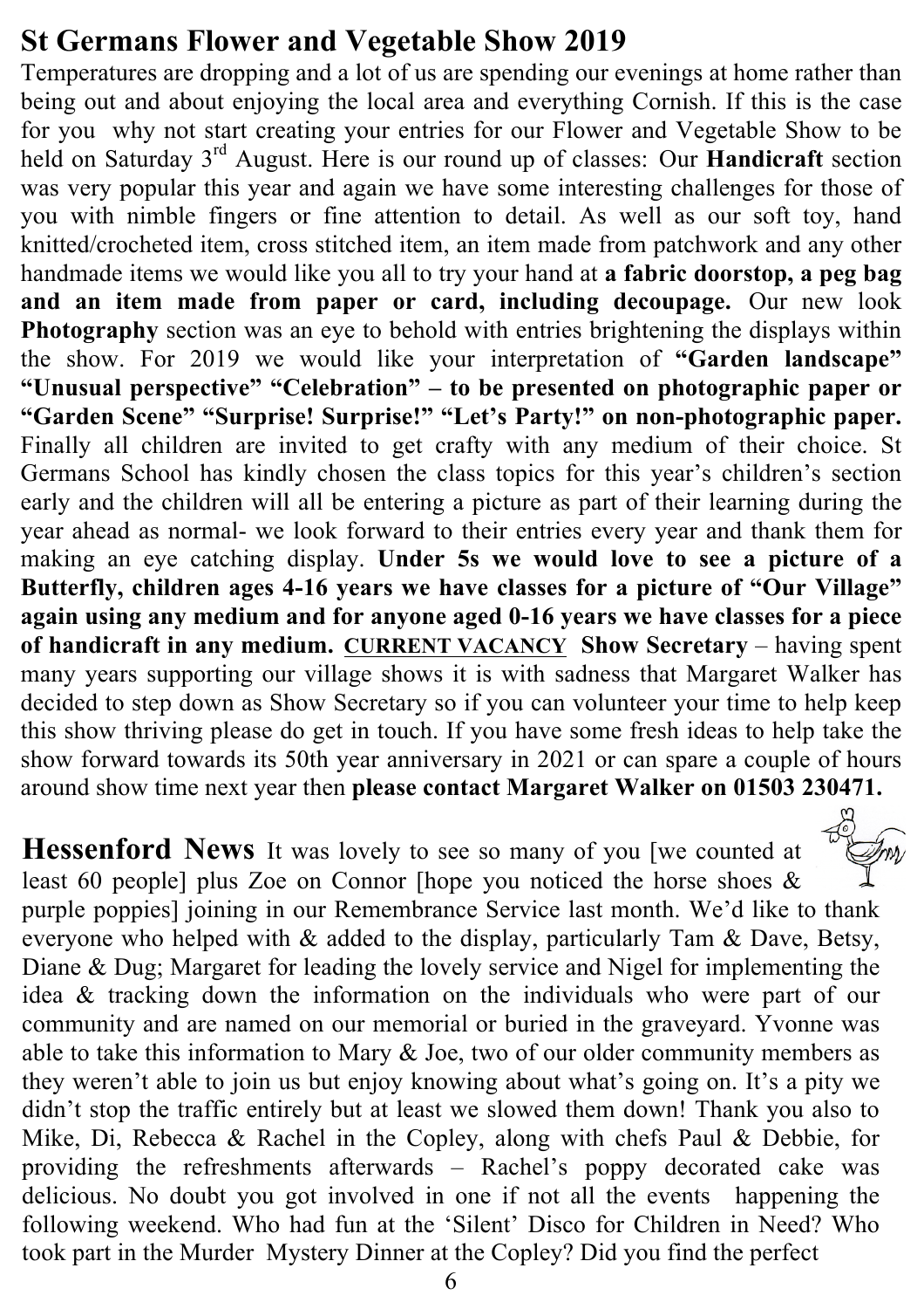## St Germans Flower and Vegetable Show 2019

Temperatures are dropping and a lot of us are spending our evenings at home rather than being out and about enjoying the local area and everything Cornish. If this is the case for you why not start creating your entries for our Flower and Vegetable Show to be held on Saturday 3rd August. Here is our round up of classes: Our **Handicraft** section was very popular this year and again we have some interesting challenges for those of you with nimble fingers or fine attention to detail. As well as our soft toy, hand knitted/crocheted item, cross stitched item, an item made from patchwork and any other handmade items we would like you all to try your hand at **a fabric doorstop, a peg bag and an item made from paper or card, including decoupage.** Our new look **Photography** section was an eye to behold with entries brightening the displays within the show. For 2019 we would like your interpretation of **"Garden landscape" "Unusual perspective" "Celebration" – to be presented on photographic paper or "Garden Scene" "Surprise! Surprise!" "Let's Party!" on non-photographic paper.** Finally all children are invited to get crafty with any medium of their choice. St Germans School has kindly chosen the class topics for this year's children's section early and the children will all be entering a picture as part of their learning during the year ahead as normal- we look forward to their entries every year and thank them for making an eye catching display. **Under 5s we would love to see a picture of a Butterfly, children ages 4-16 years we have classes for a picture of "Our Village" again using any medium and for anyone aged 0-16 years we have classes for a piece of handicraft in any medium.** **CURRENT VACANCY** **Show Secretary** – having spent many years supporting our village shows it is with sadness that Margaret Walker has decided to step down as Show Secretary so if you can volunteer your time to help keep this show thriving please do get in touch. If you have some fresh ideas to help take the show forward towards its 50th year anniversary in 2021 or can spare a couple of hours around show time next year then **please contact Margaret Walker on 01503 230471.**

## Hessenford News

It was lovely to see so many of you [we counted at least 60 people] plus Zoe on Connor [hope you noticed the horse shoes & purple poppies] joining in our Remembrance Service last month. We'd like to thank everyone who helped with & added to the display, particularly Tam & Dave, Betsy, Diane & Dug; Margaret for leading the lovely service and Nigel for implementing the idea & tracking down the information on the individuals who were part of our community and are named on our memorial or buried in the graveyard. Yvonne was able to take this information to Mary & Joe, two of our older community members as they weren't able to join us but enjoy knowing about what's going on. It's a pity we didn't stop the traffic entirely but at least we slowed them down! Thank you also to Mike, Di, Rebecca & Rachel in the Copley, along with chefs Paul & Debbie, for providing the refreshments afterwards – Rachel's poppy decorated cake was delicious. No doubt you got involved in one if not all the events happening the following weekend. Who had fun at the 'Silent' Disco for Children in Need? Who took part in the Murder Mystery Dinner at the Copley? Did you find the perfect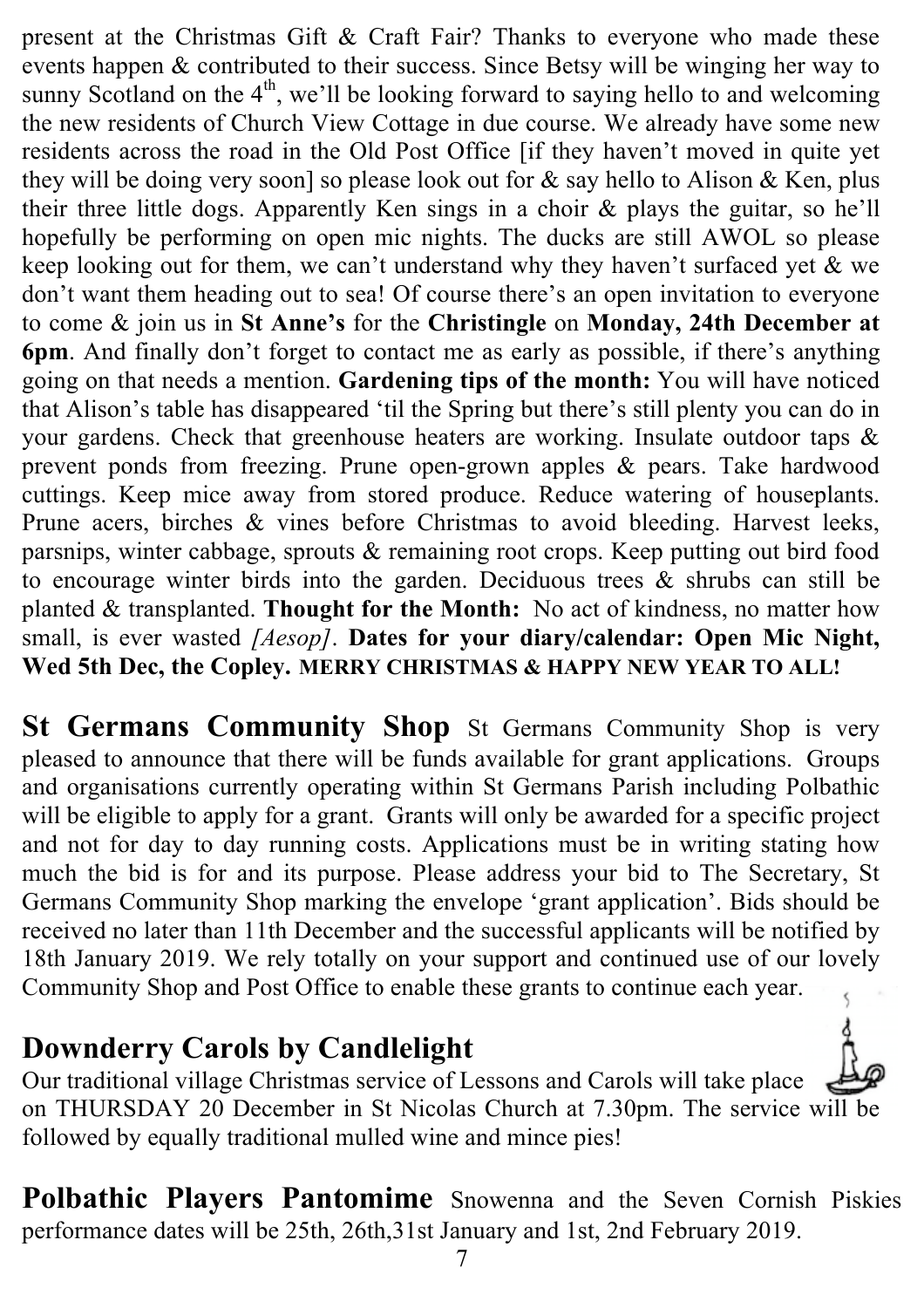present at the Christmas Gift & Craft Fair? Thanks to everyone who made these events happen & contributed to their success. Since Betsy will be winging her way to sunny Scotland on the 4th, we'll be looking forward to saying hello to and welcoming the new residents of Church View Cottage in due course. We already have some new residents across the road in the Old Post Office [if they haven't moved in quite yet they will be doing very soon] so please look out for & say hello to Alison & Ken, plus their three little dogs. Apparently Ken sings in a choir & plays the guitar, so he'll hopefully be performing on open mic nights. The ducks are still AWOL so please keep looking out for them, we can't understand why they haven't surfaced yet & we don't want them heading out to sea! Of course there's an open invitation to everyone to come & join us in **St Anne's** for the **Christingle** on **Monday, 24th December at 6pm**. And finally don't forget to contact me as early as possible, if there's anything going on that needs a mention. **Gardening tips of the month:** You will have noticed that Alison's table has disappeared 'til the Spring but there's still plenty you can do in your gardens. Check that greenhouse heaters are working. Insulate outdoor taps & prevent ponds from freezing. Prune open-grown apples & pears. Take hardwood cuttings. Keep mice away from stored produce. Reduce watering of houseplants. Prune acers, birches & vines before Christmas to avoid bleeding. Harvest leeks, parsnips, winter cabbage, sprouts & remaining root crops. Keep putting out bird food to encourage winter birds into the garden. Deciduous trees & shrubs can still be planted & transplanted. **Thought for the Month:** No act of kindness, no matter how small, is ever wasted *[Aesop]*. **Dates for your diary/calendar: Open Mic Night, Wed 5th Dec, the Copley. MERRY CHRISTMAS & HAPPY NEW YEAR TO ALL!**

**St Germans Community Shop** St Germans Community Shop is very pleased to announce that there will be funds available for grant applications. Groups and organisations currently operating within St Germans Parish including Polbathic will be eligible to apply for a grant. Grants will only be awarded for a specific project and not for day to day running costs. Applications must be in writing stating how much the bid is for and its purpose. Please address your bid to The Secretary, St Germans Community Shop marking the envelope 'grant application'. Bids should be received no later than 11th December and the successful applicants will be notified by 18th January 2019. We rely totally on your support and continued use of our lovely Community Shop and Post Office to enable these grants to continue each year.

## Downderry Carols by Candlelight

Our traditional village Christmas service of Lessons and Carols will take place on THURSDAY 20 December in St Nicolas Church at 7.30pm. The service will be followed by equally traditional mulled wine and mince pies!

**Polbathic Players Pantomime** Snowenna and the Seven Cornish Piskies performance dates will be 25th, 26th,31st January and 1st, 2nd February 2019.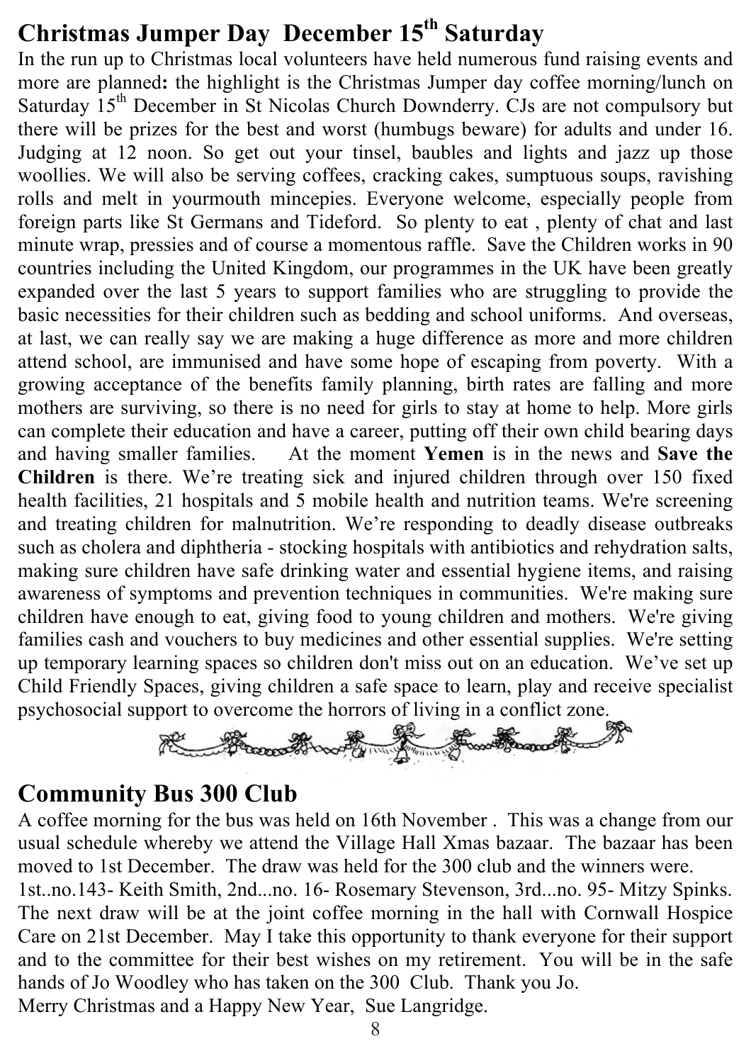## Christmas Jumper Day December 15th Saturday

In the run up to Christmas local volunteers have held numerous fund raising events and more are planned**:** the highlight is the Christmas Jumper day coffee morning/lunch on Saturday 15th December in St Nicolas Church Downderry. CJs are not compulsory but there will be prizes for the best and worst (humbugs beware) for adults and under 16. Judging at 12 noon. So get out your tinsel, baubles and lights and jazz up those woollies. We will also be serving coffees, cracking cakes, sumptuous soups, ravishing rolls and melt in yourmouth mincepies. Everyone welcome, especially people from foreign parts like St Germans and Tideford. So plenty to eat , plenty of chat and last minute wrap, pressies and of course a momentous raffle. Save the Children works in 90 countries including the United Kingdom, our programmes in the UK have been greatly expanded over the last 5 years to support families who are struggling to provide the basic necessities for their children such as bedding and school uniforms. And overseas, at last, we can really say we are making a huge difference as more and more children attend school, are immunised and have some hope of escaping from poverty. With a growing acceptance of the benefits family planning, birth rates are falling and more mothers are surviving, so there is no need for girls to stay at home to help. More girls can complete their education and have a career, putting off their own child bearing days and having smaller families. At the moment **Yemen** is in the news and **Save the Children** is there. We're treating sick and injured children through over 150 fixed health facilities, 21 hospitals and 5 mobile health and nutrition teams. We're screening and treating children for malnutrition. We're responding to deadly disease outbreaks such as cholera and diphtheria - stocking hospitals with antibiotics and rehydration salts, making sure children have safe drinking water and essential hygiene items, and raising awareness of symptoms and prevention techniques in communities. We're making sure children have enough to eat, giving food to young children and mothers. We're giving families cash and vouchers to buy medicines and other essential supplies. We're setting up temporary learning spaces so children don't miss out on an education. We've set up Child Friendly Spaces, giving children a safe space to learn, play and receive specialist psychosocial support to overcome the horrors of living in a conflict zone.

## Community Bus 300 Club

A coffee morning for the bus was held on 16th November . This was a change from our usual schedule whereby we attend the Village Hall Xmas bazaar. The bazaar has been moved to 1st December. The draw was held for the 300 club and the winners were.

1st..no.143- Keith Smith, 2nd...no. 16- Rosemary Stevenson, 3rd...no. 95- Mitzy Spinks. The next draw will be at the joint coffee morning in the hall with Cornwall Hospice Care on 21st December. May I take this opportunity to thank everyone for their support and to the committee for their best wishes on my retirement. You will be in the safe hands of Jo Woodley who has taken on the 300 Club. Thank you Jo.

Merry Christmas and a Happy New Year, Sue Langridge.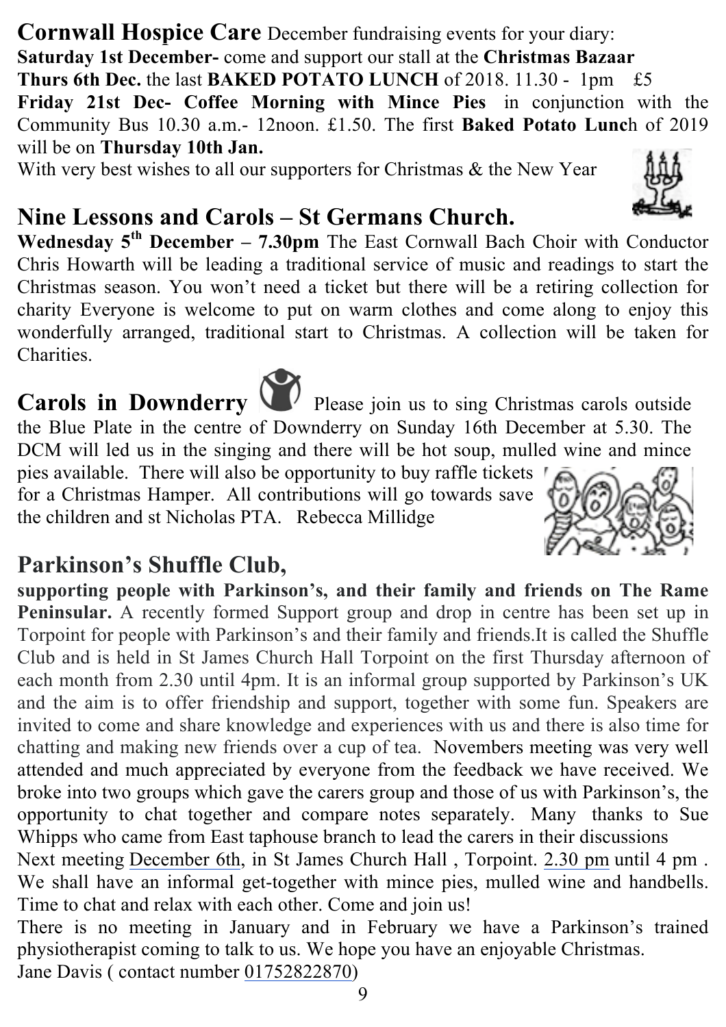**Cornwall Hospice Care** December fundraising events for your diary:

**Saturday 1st December-** come and support our stall at the **Christmas Bazaar**

**Thurs 6th Dec.** the last **BAKED POTATO LUNCH** of 2018. 11.30 - 1pm £5

**Friday 21st Dec- Coffee Morning with Mince Pies** in conjunction with the Community Bus 10.30 a.m.- 12noon. £1.50. The first **Baked Potato Lunch** of 2019 will be on **Thursday 10th Jan.**

With very best wishes to all our supporters for Christmas & the New Year

## Nine Lessons and Carols – St Germans Church.

**Wednesday 5th December – 7.30pm** The East Cornwall Bach Choir with Conductor Chris Howarth will be leading a traditional service of music and readings to start the Christmas season. You won't need a ticket but there will be a retiring collection for charity Everyone is welcome to put on warm clothes and come along to enjoy this wonderfully arranged, traditional start to Christmas. A collection will be taken for Charities.

**Carols in Downderry** Please join us to sing Christmas carols outside the Blue Plate in the centre of Downderry on Sunday 16th December at 5.30. The DCM will led us in the singing and there will be hot soup, mulled wine and mince pies available. There will also be opportunity to buy raffle tickets for a Christmas Hamper. All contributions will go towards save the children and st Nicholas PTA. Rebecca Millidge

## Parkinson's Shuffle Club,

**supporting people with Parkinson's, and their family and friends on The Rame Peninsular.** A recently formed Support group and drop in centre has been set up in Torpoint for people with Parkinson's and their family and friends.It is called the Shuffle Club and is held in St James Church Hall Torpoint on the first Thursday afternoon of each month from 2.30 until 4pm. It is an informal group supported by Parkinson's UK and the aim is to offer friendship and support, together with some fun. Speakers are invited to come and share knowledge and experiences with us and there is also time for chatting and making new friends over a cup of tea. Novembers meeting was very well attended and much appreciated by everyone from the feedback we have received. We broke into two groups which gave the carers group and those of us with Parkinson's, the opportunity to chat together and compare notes separately. Many thanks to Sue Whipps who came from East taphouse branch to lead the carers in their discussions

Next meeting December 6th, in St James Church Hall , Torpoint. 2.30 pm until 4 pm . We shall have an informal get-together with mince pies, mulled wine and handbells. Time to chat and relax with each other. Come and join us!

There is no meeting in January and in February we have a Parkinson's trained physiotherapist coming to talk to us. We hope you have an enjoyable Christmas.

Jane Davis ( contact number 01752822870)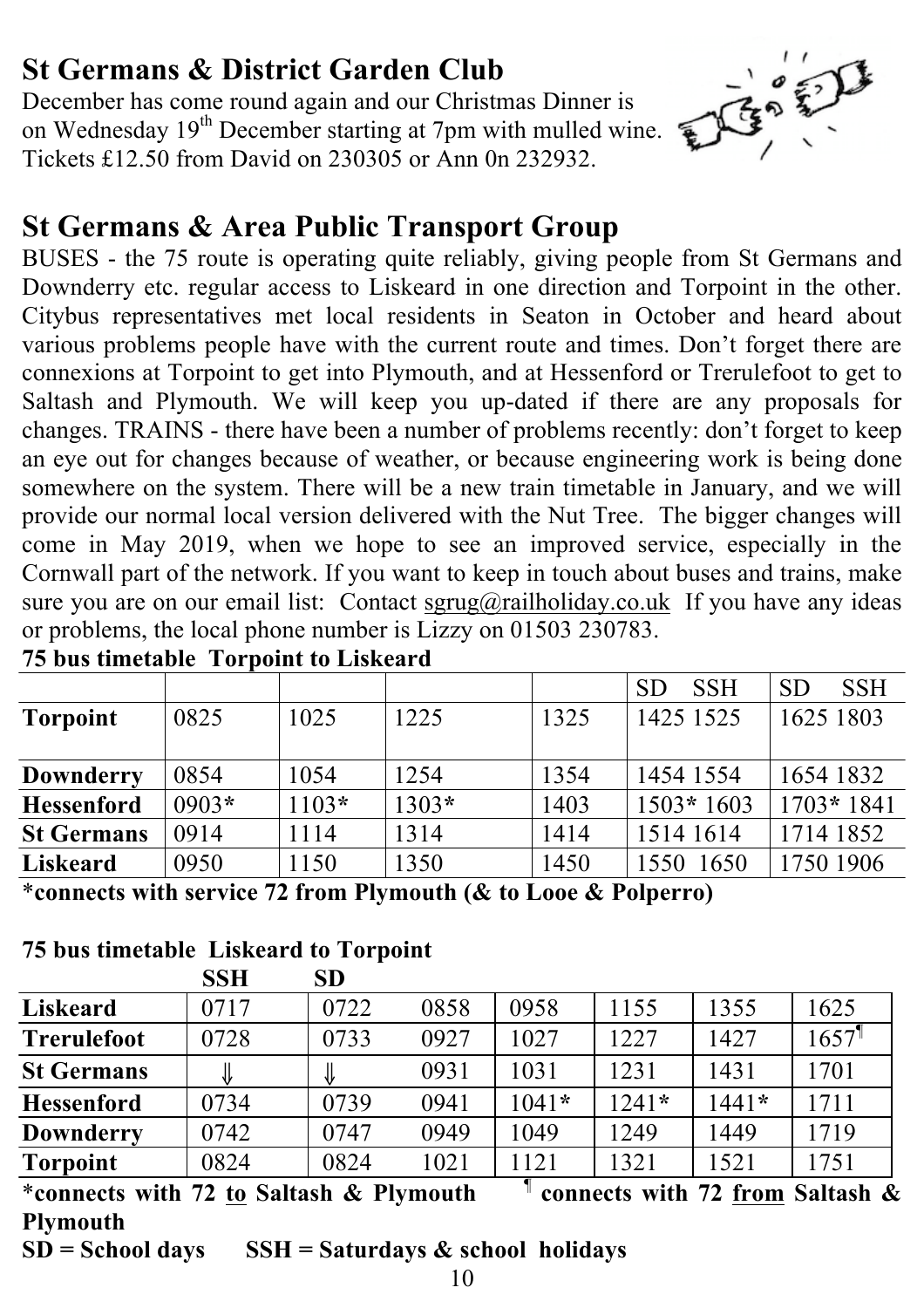## St Germans & District Garden Club

December has come round again and our Christmas Dinner is on Wednesday 19th December starting at 7pm with mulled wine. Tickets £12.50 from David on 230305 or Ann 0n 232932.

## St Germans & Area Public Transport Group

BUSES - the 75 route is operating quite reliably, giving people from St Germans and Downderry etc. regular access to Liskeard in one direction and Torpoint in the other. Citybus representatives met local residents in Seaton in October and heard about various problems people have with the current route and times. Don't forget there are connexions at Torpoint to get into Plymouth, and at Hessenford or Trerulefoot to get to Saltash and Plymouth. We will keep you up-dated if there are any proposals for changes. TRAINS - there have been a number of problems recently: don't forget to keep an eye out for changes because of weather, or because engineering work is being done somewhere on the system. There will be a new train timetable in January, and we will provide our normal local version delivered with the Nut Tree. The bigger changes will come in May 2019, when we hope to see an improved service, especially in the Cornwall part of the network. If you want to keep in touch about buses and trains, make sure you are on our email list: Contact sgrug@railholiday.co.uk If you have any ideas or problems, the local phone number is Lizzy on 01503 230783.

**75 bus timetable Torpoint to Liskeard**

| | | | | | SD | SSH | SD | SSH |
|---|---|---|---|---|---|---|---|---|
| **Torpoint** | 0825 | 1025 | 1225 | 1325 | 1425 | 1525 | 1625 | 1803 |
| **Downderry** | 0854 | 1054 | 1254 | 1354 | 1454 | 1554 | 1654 | 1832 |
| **Hessenford** | 0903* | 1103* | 1303* | 1403 | 1503* | 1603 | 1703* | 1841 |
| **St Germans** | 0914 | 1114 | 1314 | 1414 | 1514 | 1614 | 1714 | 1852 |
| **Liskeard** | 0950 | 1150 | 1350 | 1450 | 1550 | 1650 | 1750 | 1906 |

***connects with service 72 from Plymouth (& to Looe & Polperro)**

**75 bus timetable Liskeard to Torpoint**

| | SSH | SD | | | | | |
|---|---|---|---|---|---|---|---|
| **Liskeard** | 0717 | 0722 | 0858 | 0958 | 1155 | 1355 | 1625 |
| **Trerulefoot** | 0728 | 0733 | 0927 | 1027 | 1227 | 1427 | 1657¶ |
| **St Germans** | ⇓ | ⇓ | 0931 | 1031 | 1231 | 1431 | 1701 |
| **Hessenford** | 0734 | 0739 | 0941 | 1041* | 1241* | 1441* | 1711 |
| **Downderry** | 0742 | 0747 | 0949 | 1049 | 1249 | 1449 | 1719 |
| **Torpoint** | 0824 | 0824 | 1021 | 1121 | 1321 | 1521 | 1751 |

***connects with 72 <u>to</u> Saltash & Plymouth** ¶ **connects with 72 <u>from</u> Saltash & Plymouth**

**SD = School days SSH = Saturdays & school holidays**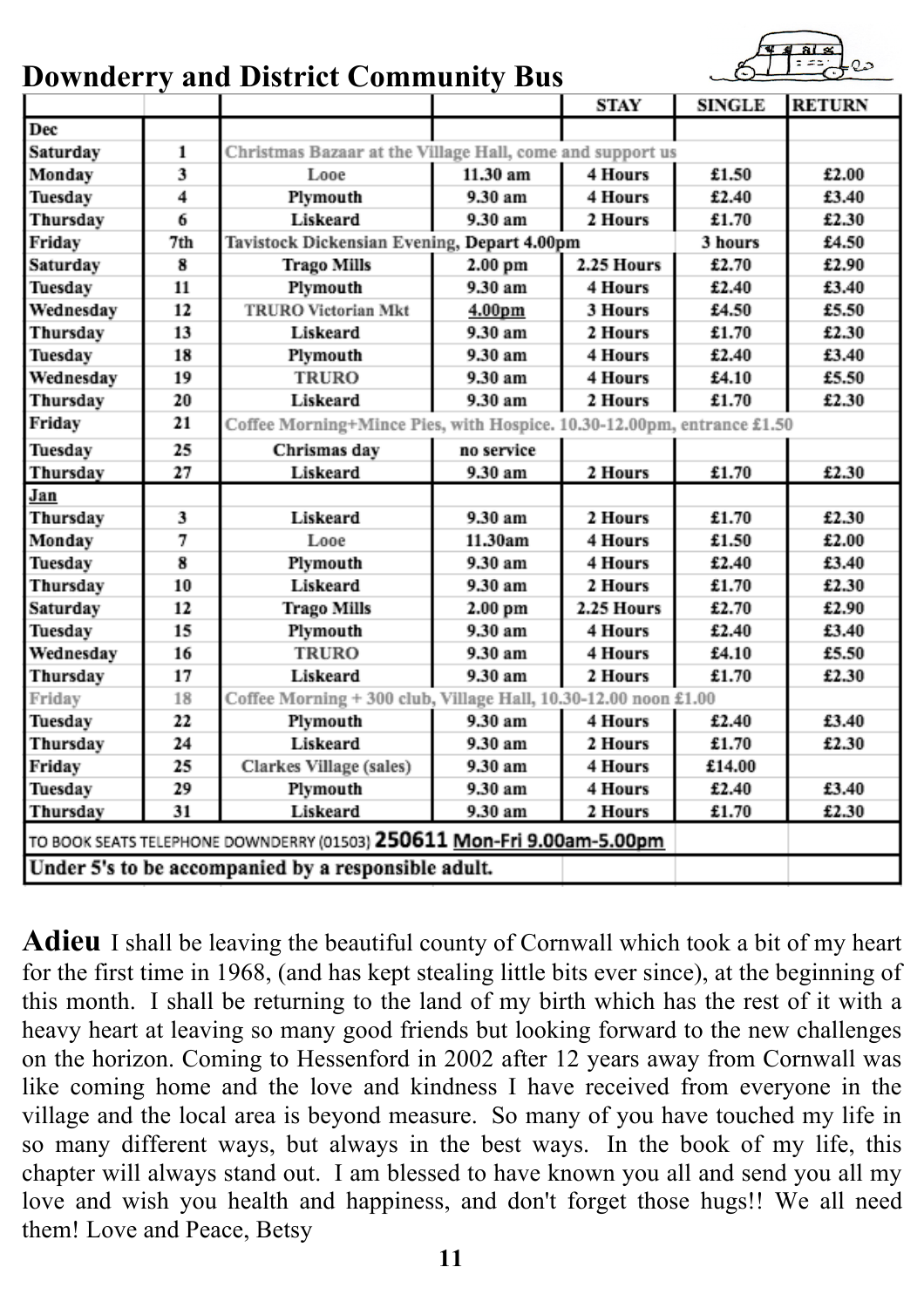## Downderry and District Community Bus

| | | | | STAY | SINGLE | RETURN |
|---|---|---|---|---|---|---|
| Dec | | | | | | |
| Saturday | 1 | Christmas Bazaar at the Village Hall, come and support us | | | | |
| Monday | 3 | Looe | 11.30 am | 4 Hours | £1.50 | £2.00 |
| Tuesday | 4 | Plymouth | 9.30 am | 4 Hours | £2.40 | £3.40 |
| Thursday | 6 | Liskeard | 9.30 am | 2 Hours | £1.70 | £2.30 |
| Friday | 7th | Tavistock Dickensian Evening, Depart 4.00pm | | | 3 hours | £4.50 |
| Saturday | 8 | Trago Mills | 2.00 pm | 2.25 Hours | £2.70 | £2.90 |
| Tuesday | 11 | Plymouth | 9.30 am | 4 Hours | £2.40 | £3.40 |
| Wednesday | 12 | TRURO Victorian Mkt | 4.00pm | 3 Hours | £4.50 | £5.50 |
| Thursday | 13 | Liskeard | 9.30 am | 2 Hours | £1.70 | £2.30 |
| Tuesday | 18 | Plymouth | 9.30 am | 4 Hours | £2.40 | £3.40 |
| Wednesday | 19 | TRURO | 9.30 am | 4 Hours | £4.10 | £5.50 |
| Thursday | 20 | Liskeard | 9.30 am | 2 Hours | £1.70 | £2.30 |
| Friday | 21 | Coffee Morning+Mince Pies, with Hospice. 10.30-12.00pm, entrance £1.50 | | | | |
| Tuesday | 25 | Chrismas day | no service | | | |
| Thursday | 27 | Liskeard | 9.30 am | 2 Hours | £1.70 | £2.30 |
| Jan | | | | | | |
| Thursday | 3 | Liskeard | 9.30 am | 2 Hours | £1.70 | £2.30 |
| Monday | 7 | Looe | 11.30am | 4 Hours | £1.50 | £2.00 |
| Tuesday | 8 | Plymouth | 9.30 am | 4 Hours | £2.40 | £3.40 |
| Thursday | 10 | Liskeard | 9.30 am | 2 Hours | £1.70 | £2.30 |
| Saturday | 12 | Trago Mills | 2.00 pm | 2.25 Hours | £2.70 | £2.90 |
| Tuesday | 15 | Plymouth | 9.30 am | 4 Hours | £2.40 | £3.40 |
| Wednesday | 16 | TRURO | 9.30 am | 4 Hours | £4.10 | £5.50 |
| Thursday | 17 | Liskeard | 9.30 am | 2 Hours | £1.70 | £2.30 |
| Friday | 18 | Coffee Morning + 300 club, Village Hall, 10.30-12.00 noon £1.00 | | | | |
| Tuesday | 22 | Plymouth | 9.30 am | 4 Hours | £2.40 | £3.40 |
| Thursday | 24 | Liskeard | 9.30 am | 2 Hours | £1.70 | £2.30 |
| Friday | 25 | Clarkes Village (sales) | 9.30 am | 4 Hours | £14.00 | |
| Tuesday | 29 | Plymouth | 9.30 am | 4 Hours | £2.40 | £3.40 |
| Thursday | 31 | Liskeard | 9.30 am | 2 Hours | £1.70 | £2.30 |
| TO BOOK SEATS TELEPHONE DOWNDERRY (01503) **250611** Mon-Fri 9.00am-5.00pm | | | | | | |
| **Under 5's to be accompanied by a responsible adult.** | | | | | | |

**Adieu** I shall be leaving the beautiful county of Cornwall which took a bit of my heart for the first time in 1968, (and has kept stealing little bits ever since), at the beginning of this month. I shall be returning to the land of my birth which has the rest of it with a heavy heart at leaving so many good friends but looking forward to the new challenges on the horizon. Coming to Hessenford in 2002 after 12 years away from Cornwall was like coming home and the love and kindness I have received from everyone in the village and the local area is beyond measure. So many of you have touched my life in so many different ways, but always in the best ways. In the book of my life, this chapter will always stand out. I am blessed to have known you all and send you all my love and wish you health and happiness, and don't forget those hugs!! We all need them! Love and Peace, Betsy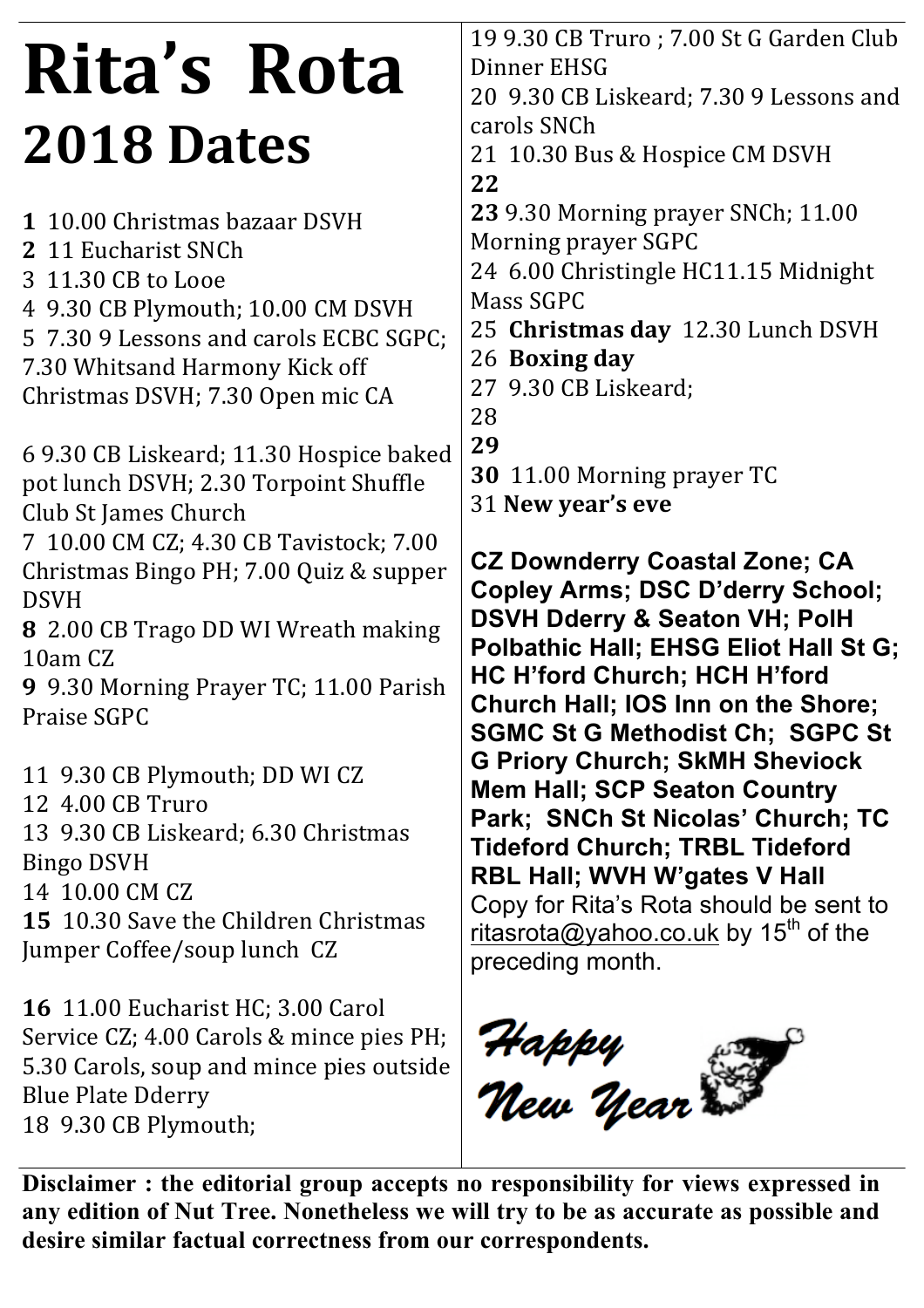# Rita's Rota

## 2018 Dates

**1** 10.00 Christmas bazaar DSVH
**2** 11 Eucharist SNCh
3 11.30 CB to Looe
4 9.30 CB Plymouth; 10.00 CM DSVH
5 7.30 9 Lessons and carols ECBC SGPC; 7.30 Whitsand Harmony Kick off Christmas DSVH; 7.30 Open mic CA

6 9.30 CB Liskeard; 11.30 Hospice baked pot lunch DSVH; 2.30 Torpoint Shuffle Club St James Church
7 10.00 CM CZ; 4.30 CB Tavistock; 7.00 Christmas Bingo PH; 7.00 Quiz & supper DSVH
**8** 2.00 CB Trago DD WI Wreath making 10am CZ
**9** 9.30 Morning Prayer TC; 11.00 Parish Praise SGPC

11 9.30 CB Plymouth; DD WI CZ
12 4.00 CB Truro
13 9.30 CB Liskeard; 6.30 Christmas Bingo DSVH
14 10.00 CM CZ
**15** 10.30 Save the Children Christmas Jumper Coffee/soup lunch CZ

**16** 11.00 Eucharist HC; 3.00 Carol Service CZ; 4.00 Carols & mince pies PH; 5.30 Carols, soup and mince pies outside Blue Plate Dderry
18 9.30 CB Plymouth;
19 9.30 CB Truro ; 7.00 St G Garden Club Dinner EHSG
20 9.30 CB Liskeard; 7.30 9 Lessons and carols SNCh
21 10.30 Bus & Hospice CM DSVH
**22**
**23** 9.30 Morning prayer SNCh; 11.00 Morning prayer SGPC
24 6.00 Christingle HC11.15 Midnight Mass SGPC
25 **Christmas day** 12.30 Lunch DSVH
26 **Boxing day**
27 9.30 CB Liskeard;
28
**29**
**30** 11.00 Morning prayer TC
31 **New year's eve**

**CZ Downderry Coastal Zone; CA Copley Arms; DSC D'derry School; DSVH Dderry & Seaton VH; PolH Polbathic Hall; EHSG Eliot Hall St G; HC H'ford Church; HCH H'ford Church Hall; IOS Inn on the Shore; SGMC St G Methodist Ch; SGPC St G Priory Church; SkMH Sheviock Mem Hall; SCP Seaton Country Park; SNCh St Nicolas' Church; TC Tideford Church; TRBL Tideford RBL Hall; WVH W'gates V Hall**

Copy for Rita's Rota should be sent to ritasrota@yahoo.co.uk by 15th of the preceding month.

Happy New Year

**Disclaimer : the editorial group accepts no responsibility for views expressed in any edition of Nut Tree. Nonetheless we will try to be as accurate as possible and desire similar factual correctness from our correspondents.**